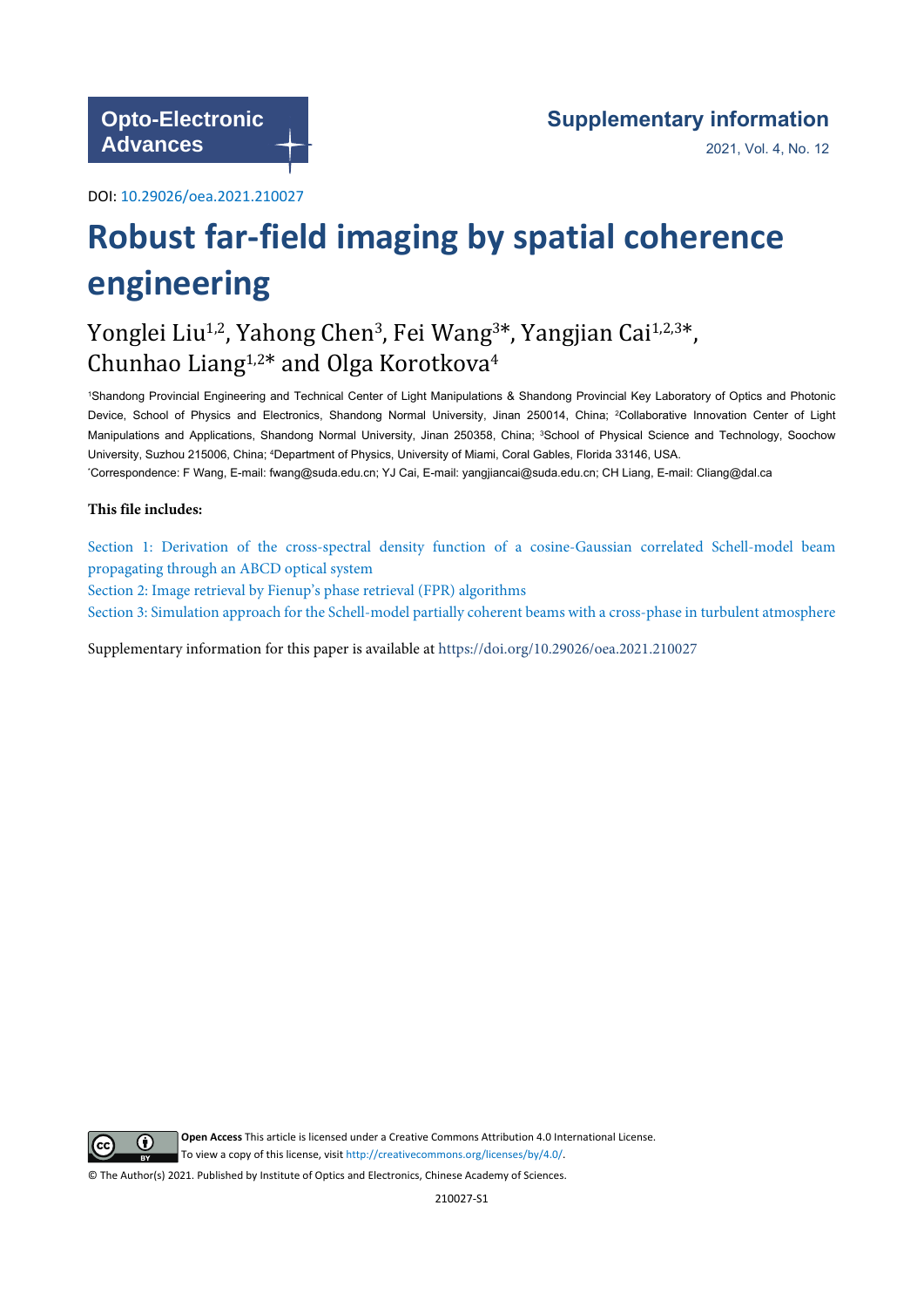Opto-Electronic Advances

Supplementary information

DOI: 10.29026/oea.2021.210027

# Robust far-field imaging by spatial coherence engineering

Yonglei Liu[1,2], Yahong Chen[3], Fei Wang[3]*, Yangjian Cai[1,2,3]*, Chunhao Liang[1,2]* and Olga Korotkova[4]

[1]Shandong Provincial Engineering and Technical Center of Light Manipulations & Shandong Provincial Key Laboratory of Optics and Photonic Device, School of Physics and Electronics, Shandong Normal University, Jinan 250014, China; [2]Collaborative Innovation Center of Light Manipulations and Applications, Shandong Normal University, Jinan 250358, China; [3]School of Physical Science and Technology, Soochow University, Suzhou 215006, China; [4]Department of Physics, University of Miami, Coral Gables, Florida 33146, USA.

*Correspondence: F Wang, E-mail: fwang@suda.edu.cn; YJ Cai, E-mail: yangjiancai@suda.edu.cn; CH Liang, E-mail: Cliang@dal.ca

**This file includes:**

Section 1: Derivation of the cross-spectral density function of a cosine-Gaussian correlated Schell-model beam propagating through an ABCD optical system

Section 2: Image retrieval by Fienup's phase retrieval (FPR) algorithms

Section 3: Simulation approach for the Schell-model partially coherent beams with a cross-phase in turbulent atmosphere

Supplementary information for this paper is available at https://doi.org/10.29026/oea.2021.210027

**Open Access** This article is licensed under a Creative Commons Attribution 4.0 International License. To view a copy of this license, visit http://creativecommons.org/licenses/by/4.0/.

© The Author(s) 2021. Published by Institute of Optics and Electronics, Chinese Academy of Sciences.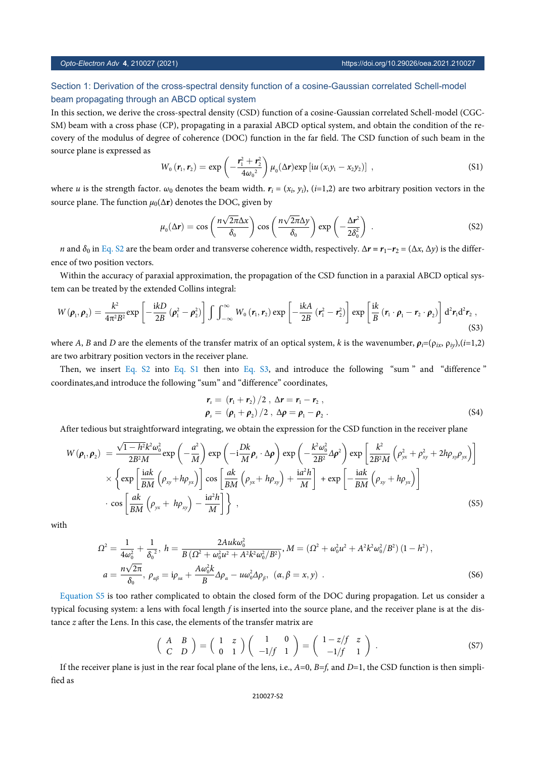## Section 1: Derivation of the cross-spectral density function of a cosine-Gaussian correlated Schell-model beam propagating through an ABCD optical system

In this section, we derive the cross-spectral density (CSD) function of a cosine-Gaussian correlated Schell-model (CGCSM) beam with a cross phase (CP), propagating in a paraxial ABCD optical system, and obtain the condition of the recovery of the modulus of degree of coherence (DOC) function in the far field. The CSD function of such beam in the source plane is expressed as

$$W_0(\boldsymbol{r}_1, \boldsymbol{r}_2) = \exp\left(-\frac{\boldsymbol{r}_1^2 + \boldsymbol{r}_2^2}{4\omega_0^{\,2}}\right)\mu_0(\Delta\boldsymbol{r})\exp\left[\mathrm{i}u\left(x_1 y_1 - x_2 y_2\right)\right] \;, \tag{S1}$$

where $u$ is the strength factor. $\omega_0$ denotes the beam width. $\boldsymbol{r}_i = (x_i, y_i)$, $(i$=1,2) are two arbitrary position vectors in the source plane. The function $\mu_0(\Delta\mathbf{r})$ denotes the DOC, given by

$$\mu_0(\Delta\boldsymbol{r}) = \cos\left(\frac{n\sqrt{2\pi}\Delta x}{\delta_0}\right)\cos\left(\frac{n\sqrt{2\pi}\Delta y}{\delta_0}\right)\exp\left(-\frac{\Delta\boldsymbol{r}^2}{2\delta_0^2}\right) \;. \tag{S2}$$

$n$ and $\delta_0$ in Eq. S2 are the beam order and transverse coherence width, respectively. $\Delta\boldsymbol{r} = \boldsymbol{r}_1 - \boldsymbol{r}_2 = (\Delta x, \Delta y)$ is the difference of two position vectors.

Within the accuracy of paraxial approximation, the propagation of the CSD function in a paraxial ABCD optical system can be treated by the extended Collins integral:

$$W(\boldsymbol{\rho}_1, \boldsymbol{\rho}_2) = \frac{k^2}{4\pi^2 B^2}\exp\left[-\frac{\mathrm{i}kD}{2B}\left(\boldsymbol{\rho}_1^2 - \boldsymbol{\rho}_2^2\right)\right]\int\int_{-\infty}^{\infty} W_0(\boldsymbol{r}_1, \boldsymbol{r}_2)\exp\left[-\frac{\mathrm{i}kA}{2B}\left(\boldsymbol{r}_1^2 - \boldsymbol{r}_2^2\right)\right]\exp\left[\frac{\mathrm{i}k}{B}\left(\boldsymbol{r}_1\cdot\boldsymbol{\rho}_1 - \boldsymbol{r}_2\cdot\boldsymbol{\rho}_2\right)\right]\mathrm{d}^2\boldsymbol{r}_1\mathrm{d}^2\boldsymbol{r}_2 \;, \tag{S3}$$

where $A$, $B$ and $D$ are the elements of the transfer matrix of an optical system, $k$ is the wavenumber, $\boldsymbol{\rho}_i = (\rho_{ix}, \rho_{iy})$, $(i$=1,2) are two arbitrary position vectors in the receiver plane.

Then, we insert Eq. S2 into Eq. S1 then into Eq. S3, and introduce the following "sum" and "difference" coordinates,and introduce the following "sum" and "difference" coordinates,

$$\begin{aligned}
\boldsymbol{r}_s &= (\boldsymbol{r}_1 + \boldsymbol{r}_2)/2 \;,\; \Delta\boldsymbol{r} = \boldsymbol{r}_1 - \boldsymbol{r}_2 \;, \\
\boldsymbol{\rho}_s &= (\boldsymbol{\rho}_1 + \boldsymbol{\rho}_2)/2 \;,\; \Delta\boldsymbol{\rho} = \boldsymbol{\rho}_1 - \boldsymbol{\rho}_2 \;.
\end{aligned} \tag{S4}$$

After tedious but straightforward integrating, we obtain the expression for the CSD function in the receiver plane

$$\begin{aligned}
W(\boldsymbol{\rho}_1, \boldsymbol{\rho}_2) \;=\; & \frac{\sqrt{1-h^2}k^2\omega_0^2}{2B^2 M}\exp\left(-\frac{a^2}{M}\right)\exp\left(-\mathrm{i}\frac{Dk}{M}\boldsymbol{\rho}_s\cdot\Delta\boldsymbol{\rho}\right)\exp\left(-\frac{k^2\omega_0^2}{2B^2}\Delta\boldsymbol{\rho}^2\right)\exp\left[\frac{k^2}{2B^2 M}\left(\rho_{yx}^2 + \rho_{xy}^2 + 2h\rho_{xy}\rho_{yx}\right)\right] \\
& \times\left\{\exp\left[\frac{\mathrm{i}ak}{BM}\left(\rho_{xy} + h\rho_{yx}\right)\right]\cos\left[\frac{ak}{BM}\left(\rho_{yx} + h\rho_{xy}\right) + \frac{\mathrm{i}a^2 h}{M}\right] + \exp\left[-\frac{\mathrm{i}ak}{BM}\left(\rho_{xy} + h\rho_{yx}\right)\right]\right. \\
& \left.\cdot\cos\left[\frac{ak}{BM}\left(\rho_{yx} + h\rho_{xy}\right) - \frac{\mathrm{i}a^2 h}{M}\right]\right\} \;,
\end{aligned} \tag{S5}$$

with

$$\begin{aligned}
&\Omega^2 = \frac{1}{4\omega_0^2} + \frac{1}{\delta_0^{\,2}},\; h = \frac{2Auk\omega_0^2}{B\left(\Omega^2 + \omega_0^2 u^2 + A^2 k^2\omega_0^2/B^2\right)},\; M = \left(\Omega^2 + \omega_0^2 u^2 + A^2 k^2\omega_0^2/B^2\right)\left(1-h^2\right), \\
&a = \frac{n\sqrt{2\pi}}{\delta_0},\; \rho_{\alpha\beta} = \mathrm{i}\rho_{s\alpha} + \frac{A\omega_0^2 k}{B}\Delta\rho_\alpha - u\omega_0^2\Delta\rho_\beta,\; (\alpha, \beta = x, y) \;.
\end{aligned} \tag{S6}$$

Equation S5 is too rather complicated to obtain the closed form of the DOC during propagation. Let us consider a typical focusing system: a lens with focal length $f$ is inserted into the source plane, and the receiver plane is at the distance $z$ after the Lens. In this case, the elements of the transfer matrix are

$$\begin{pmatrix} A & B \\ C & D \end{pmatrix} = \begin{pmatrix} 1 & z \\ 0 & 1 \end{pmatrix}\begin{pmatrix} 1 & 0 \\ -1/f & 1 \end{pmatrix} = \begin{pmatrix} 1 - z/f & z \\ -1/f & 1 \end{pmatrix} \;. \tag{S7}$$

If the receiver plane is just in the rear focal plane of the lens, i.e., $A$=0, $B$=$f$, and $D$=1, the CSD function is then simplified as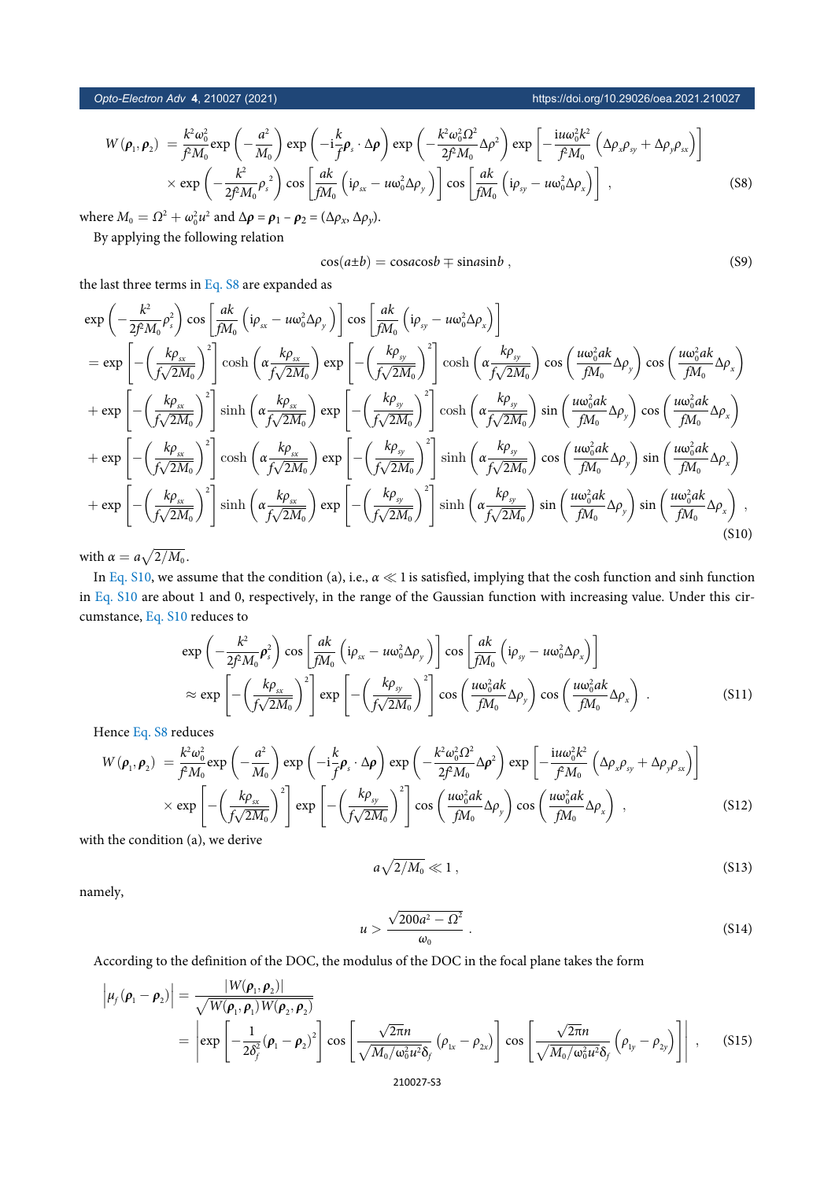$$W(\boldsymbol{\rho}_1,\boldsymbol{\rho}_2) = \frac{k^2\omega_0^2}{f^2M_0}\exp\left(-\frac{a^2}{M_0}\right)\exp\left(-\mathrm{i}\frac{k}{f}\boldsymbol{\rho}_s\cdot\Delta\boldsymbol{\rho}\right)\exp\left(-\frac{k^2\omega_0^2\Omega^2}{2f^2M_0}\Delta\rho^2\right)\exp\left[-\frac{\mathrm{i}u\omega_0^2k^2}{f^2M_0}\left(\Delta\rho_x\rho_{sy}+\Delta\rho_y\rho_{sx}\right)\right]$$
$$\times\exp\left(-\frac{k^2}{2f^2M_0}\rho_s^{\,2}\right)\cos\left[\frac{ak}{fM_0}\left(\mathrm{i}\rho_{sx}-u\omega_0^2\Delta\rho_y\right)\right]\cos\left[\frac{ak}{fM_0}\left(\mathrm{i}\rho_{sy}-u\omega_0^2\Delta\rho_x\right)\right]\ , \tag{S8}$$

where $M_0=\Omega^2+\omega_0^2u^2$ and $\Delta\boldsymbol{\rho}=\boldsymbol{\rho}_1-\boldsymbol{\rho}_2=(\Delta\rho_x,\Delta\rho_y)$.

By applying the following relation

$$\cos(a\pm b)=\cos a\cos b\mp\sin a\sin b\ , \tag{S9}$$

the last three terms in Eq. S8 are expanded as

$$\exp\left(-\frac{k^2}{2f^2M_0}\rho_s^{\,2}\right)\cos\left[\frac{ak}{fM_0}\left(\mathrm{i}\rho_{sx}-u\omega_0^2\Delta\rho_y\right)\right]\cos\left[\frac{ak}{fM_0}\left(\mathrm{i}\rho_{sy}-u\omega_0^2\Delta\rho_x\right)\right]$$
$$=\exp\left[-\left(\frac{k\rho_{sx}}{f\sqrt{2M_0}}\right)^2\right]\cosh\left(\alpha\frac{k\rho_{sx}}{f\sqrt{2M_0}}\right)\exp\left[-\left(\frac{k\rho_{sy}}{f\sqrt{2M_0}}\right)^2\right]\cosh\left(\alpha\frac{k\rho_{sy}}{f\sqrt{2M_0}}\right)\cos\left(\frac{u\omega_0^2ak}{fM_0}\Delta\rho_y\right)\cos\left(\frac{u\omega_0^2ak}{fM_0}\Delta\rho_x\right)$$
$$+\exp\left[-\left(\frac{k\rho_{sx}}{f\sqrt{2M_0}}\right)^2\right]\sinh\left(\alpha\frac{k\rho_{sx}}{f\sqrt{2M_0}}\right)\exp\left[-\left(\frac{k\rho_{sy}}{f\sqrt{2M_0}}\right)^2\right]\cosh\left(\alpha\frac{k\rho_{sy}}{f\sqrt{2M_0}}\right)\sin\left(\frac{u\omega_0^2ak}{fM_0}\Delta\rho_y\right)\cos\left(\frac{u\omega_0^2ak}{fM_0}\Delta\rho_x\right)$$
$$+\exp\left[-\left(\frac{k\rho_{sx}}{f\sqrt{2M_0}}\right)^2\right]\cosh\left(\alpha\frac{k\rho_{sx}}{f\sqrt{2M_0}}\right)\exp\left[-\left(\frac{k\rho_{sy}}{f\sqrt{2M_0}}\right)^2\right]\sinh\left(\alpha\frac{k\rho_{sy}}{f\sqrt{2M_0}}\right)\cos\left(\frac{u\omega_0^2ak}{fM_0}\Delta\rho_y\right)\sin\left(\frac{u\omega_0^2ak}{fM_0}\Delta\rho_x\right)$$
$$+\exp\left[-\left(\frac{k\rho_{sx}}{f\sqrt{2M_0}}\right)^2\right]\sinh\left(\alpha\frac{k\rho_{sx}}{f\sqrt{2M_0}}\right)\exp\left[-\left(\frac{k\rho_{sy}}{f\sqrt{2M_0}}\right)^2\right]\sinh\left(\alpha\frac{k\rho_{sy}}{f\sqrt{2M_0}}\right)\sin\left(\frac{u\omega_0^2ak}{fM_0}\Delta\rho_y\right)\sin\left(\frac{u\omega_0^2ak}{fM_0}\Delta\rho_x\right)\ , \tag{S10}$$

with $\alpha=a\sqrt{2/M_0}$.

In Eq. S10, we assume that the condition (a), i.e., $\alpha\ll1$ is satisfied, implying that the cosh function and sinh function in Eq. S10 are about 1 and 0, respectively, in the range of the Gaussian function with increasing value. Under this circumstance, Eq. S10 reduces to

$$\exp\left(-\frac{k^2}{2f^2M_0}\rho_s^2\right)\cos\left[\frac{ak}{fM_0}\left(\mathrm{i}\rho_{sx}-u\omega_0^2\Delta\rho_y\right)\right]\cos\left[\frac{ak}{fM_0}\left(\mathrm{i}\rho_{sy}-u\omega_0^2\Delta\rho_x\right)\right]$$
$$\approx\exp\left[-\left(\frac{k\rho_{sx}}{f\sqrt{2M_0}}\right)^2\right]\exp\left[-\left(\frac{k\rho_{sy}}{f\sqrt{2M_0}}\right)^2\right]\cos\left(\frac{u\omega_0^2ak}{fM_0}\Delta\rho_y\right)\cos\left(\frac{u\omega_0^2ak}{fM_0}\Delta\rho_x\right)\ . \tag{S11}$$

Hence Eq. S8 reduces

$$W(\boldsymbol{\rho}_1,\boldsymbol{\rho}_2) = \frac{k^2\omega_0^2}{f^2M_0}\exp\left(-\frac{a^2}{M_0}\right)\exp\left(-\mathrm{i}\frac{k}{f}\boldsymbol{\rho}_s\cdot\Delta\boldsymbol{\rho}\right)\exp\left(-\frac{k^2\omega_0^2\Omega^2}{2f^2M_0}\Delta\rho^2\right)\exp\left[-\frac{\mathrm{i}u\omega_0^2k^2}{f^2M_0}\left(\Delta\rho_x\rho_{sy}+\Delta\rho_y\rho_{sx}\right)\right]$$
$$\times\exp\left[-\left(\frac{k\rho_{sx}}{f\sqrt{2M_0}}\right)^2\right]\exp\left[-\left(\frac{k\rho_{sy}}{f\sqrt{2M_0}}\right)^2\right]\cos\left(\frac{u\omega_0^2ak}{fM_0}\Delta\rho_y\right)\cos\left(\frac{u\omega_0^2ak}{fM_0}\Delta\rho_x\right)\ , \tag{S12}$$

with the condition (a), we derive

$$a\sqrt{2/M_0}\ll1\ , \tag{S13}$$

namely,

$$u>\frac{\sqrt{200a^2-\Omega^2}}{\omega_0}\ . \tag{S14}$$

According to the definition of the DOC, the modulus of the DOC in the focal plane takes the form

$$\left|\mu_f(\boldsymbol{\rho}_1-\boldsymbol{\rho}_2)\right|=\frac{|W(\boldsymbol{\rho}_1,\boldsymbol{\rho}_2)|}{\sqrt{W(\boldsymbol{\rho}_1,\boldsymbol{\rho}_1)W(\boldsymbol{\rho}_2,\boldsymbol{\rho}_2)}}$$
$$=\left|\exp\left[-\frac{1}{2\delta_f^2}(\boldsymbol{\rho}_1-\boldsymbol{\rho}_2)^2\right]\cos\left[\frac{\sqrt{2}\pi n}{\sqrt{M_0/\omega_0^2u^2}\,\delta_f}\left(\rho_{1x}-\rho_{2x}\right)\right]\cos\left[\frac{\sqrt{2}\pi n}{\sqrt{M_0/\omega_0^2u^2}\,\delta_f}\left(\rho_{1y}-\rho_{2y}\right)\right]\right|\ , \tag{S15}$$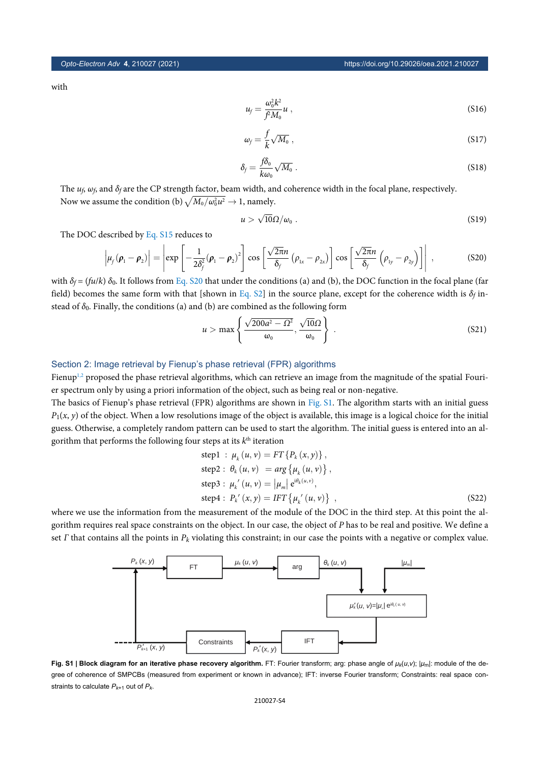with

$$u_f = \frac{\omega_0^2 k^2}{f^2 M_0} u \,, \tag{S16}$$

$$\omega_f = \frac{f}{k}\sqrt{M_0} \,, \tag{S17}$$

$$\delta_f = \frac{f\delta_0}{k\omega_0}\sqrt{M_0} \,. \tag{S18}$$

The $u_f$, $\omega_f$, and $\delta_f$ are the CP strength factor, beam width, and coherence width in the focal plane, respectively. Now we assume the condition (b) $\sqrt{M_0/\omega_0^2 u^2} \to 1$, namely.

$$u > \sqrt{10}\Omega/\omega_0 \,. \tag{S19}$$

The DOC described by Eq. S15 reduces to

$$\left|\mu_f(\boldsymbol{\rho}_1 - \boldsymbol{\rho}_2)\right| = \left|\exp\left[-\frac{1}{2\delta_f^2}(\boldsymbol{\rho}_1 - \boldsymbol{\rho}_2)^2\right]\cos\left[\frac{\sqrt{2\pi n}}{\delta_f}\left(\rho_{1x} - \rho_{2x}\right)\right]\cos\left[\frac{\sqrt{2\pi n}}{\delta_f}\left(\rho_{1y} - \rho_{2y}\right)\right]\right| \,, \tag{S20}$$

with $\delta_f = (fu/k)\,\delta_0$. It follows from Eq. S20 that under the conditions (a) and (b), the DOC function in the focal plane (far field) becomes the same form with that [shown in Eq. S2] in the source plane, except for the coherence width is $\delta_f$ instead of $\delta_0$. Finally, the conditions (a) and (b) are combined as the following form

$$u > \max\left\{\frac{\sqrt{200a^2 - \Omega^2}}{\omega_0}, \frac{\sqrt{10}\Omega}{\omega_0}\right\} \,. \tag{S21}$$

## Section 2: Image retrieval by Fienup's phase retrieval (FPR) algorithms

Fienup[1,2] proposed the phase retrieval algorithms, which can retrieve an image from the magnitude of the spatial Fourier spectrum only by using a priori information of the object, such as being real or non-negative.

The basics of Fienup's phase retrieval (FPR) algorithms are shown in Fig. S1. The algorithm starts with an initial guess $P_1(x, y)$ of the object. When a low resolutions image of the object is available, this image is a logical choice for the initial guess. Otherwise, a completely random pattern can be used to start the algorithm. The initial guess is entered into an algorithm that performs the following four steps at its $k^{\text{th}}$ iteration

$$\begin{aligned}
&\text{step1}: \ \mu_k(u,v) = FT\{P_k(x,y)\}\,, \\
&\text{step2}: \ \theta_k(u,v) = arg\{\mu_k(u,v)\}\,, \\
&\text{step3}: \ \mu_k'(u,v) = |\mu_m|\,\mathrm{e}^{\mathrm{i}\theta_k(u,v)}, \\
&\text{step4}: \ P_k'(x,y) = IFT\{\mu_k'(u,v)\}\,,
\end{aligned} \tag{S22}$$

where we use the information from the measurement of the module of the DOC in the third step. At this point the algorithm requires real space constraints on the object. In our case, the object of $P$ has to be real and positive. We define a set $\Gamma$ that contains all the points in $P_k$ violating this constraint; in our case the points with a negative or complex value.

**Fig. S1 | Block diagram for an iterative phase recovery algorithm.** FT: Fourier transform; arg: phase angle of $\mu_k(u,v)$; $|\mu_m|$: module of the degree of coherence of SMPCBs (measured from experiment or known in advance); IFT: inverse Fourier transform; Constraints: real space constraints to calculate $P_{k+1}$ out of $P_k$.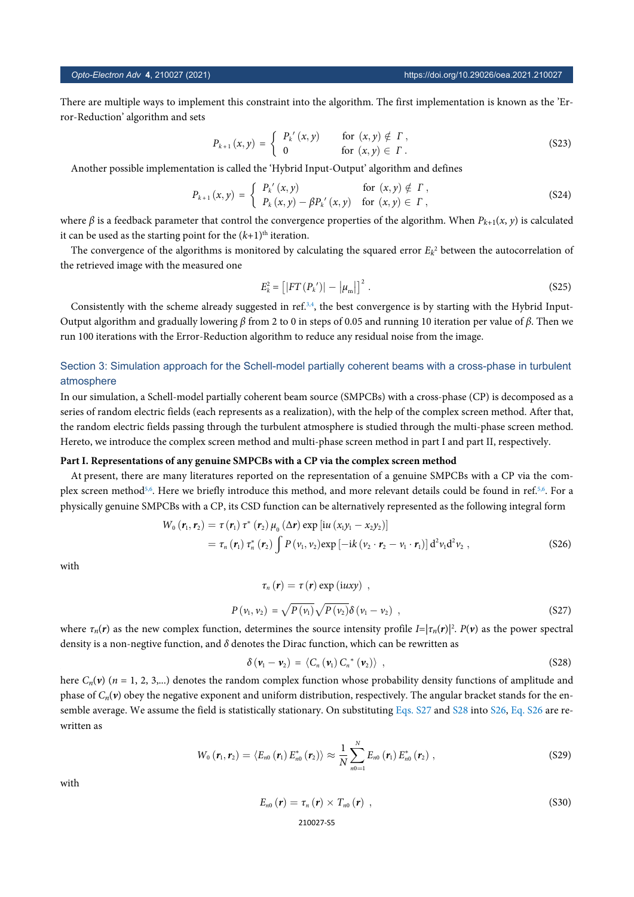There are multiple ways to implement this constraint into the algorithm. The first implementation is known as the 'Error-Reduction' algorithm and sets

$$P_{k+1}(x,y) = \begin{cases} P_k'(x,y) & \text{for } (x,y) \notin \Gamma , \\ 0 & \text{for } (x,y) \in \Gamma . \end{cases} \tag{S23}$$

Another possible implementation is called the 'Hybrid Input-Output' algorithm and defines

$$P_{k+1}(x,y) = \begin{cases} P_k'(x,y) & \text{for } (x,y) \notin \Gamma , \\ P_k(x,y) - \beta P_k'(x,y) & \text{for } (x,y) \in \Gamma , \end{cases} \tag{S24}$$

where $\beta$ is a feedback parameter that control the convergence properties of the algorithm. When $P_{k+1}(x, y)$ is calculated it can be used as the starting point for the $(k+1)^{\text{th}}$ iteration.

The convergence of the algorithms is monitored by calculating the squared error $E_k^2$ between the autocorrelation of the retrieved image with the measured one

$$E_k^2 = \left[ |FT(P_k')| - |\mu_{\text{m}}| \right]^2 . \tag{S25}$$

Consistently with the scheme already suggested in ref.[3,4], the best convergence is by starting with the Hybrid Input-Output algorithm and gradually lowering $\beta$ from 2 to 0 in steps of 0.05 and running 10 iteration per value of $\beta$. Then we run 100 iterations with the Error-Reduction algorithm to reduce any residual noise from the image.

## Section 3: Simulation approach for the Schell-model partially coherent beams with a cross-phase in turbulent atmosphere

In our simulation, a Schell-model partially coherent beam source (SMPCBs) with a cross-phase (CP) is decomposed as a series of random electric fields (each represents as a realization), with the help of the complex screen method. After that, the random electric fields passing through the turbulent atmosphere is studied through the multi-phase screen method. Hereto, we introduce the complex screen method and multi-phase screen method in part I and part II, respectively.

**Part I. Representations of any genuine SMPCBs with a CP via the complex screen method**

At present, there are many literatures reported on the representation of a genuine SMPCBs with a CP via the complex screen method[5,6]. Here we briefly introduce this method, and more relevant details could be found in ref.[5,6]. For a physically genuine SMPCBs with a CP, its CSD function can be alternatively represented as the following integral form

$$\begin{aligned} W_0(\boldsymbol{r}_1, \boldsymbol{r}_2) &= \tau(\boldsymbol{r}_1)\, \tau^*(\boldsymbol{r}_2)\, \mu_0(\Delta \boldsymbol{r}) \exp\left[\mathrm{i}u\,(x_1 y_1 - x_2 y_2)\right] \\ &= \tau_n(\boldsymbol{r}_1)\, \tau_n^*(\boldsymbol{r}_2) \int P(\boldsymbol{v}_1, \boldsymbol{v}_2) \exp\left[-\mathrm{i}k\,(\boldsymbol{v}_2 \cdot \boldsymbol{r}_2 - \boldsymbol{v}_1 \cdot \boldsymbol{r}_1)\right] \mathrm{d}^2 \boldsymbol{v}_1 \mathrm{d}^2 \boldsymbol{v}_2 , \end{aligned} \tag{S26}$$

with

$$\tau_n(\boldsymbol{r}) = \tau(\boldsymbol{r}) \exp(\mathrm{i}uxy) ,$$

$$P(\boldsymbol{v}_1, \boldsymbol{v}_2) = \sqrt{P(\boldsymbol{v}_1)}\sqrt{P(\boldsymbol{v}_2)}\,\delta(\boldsymbol{v}_1 - \boldsymbol{v}_2) , \tag{S27}$$

where $\tau_n(\boldsymbol{r})$ as the new complex function, determines the source intensity profile $I=|\tau_n(\boldsymbol{r})|^2$. $P(\boldsymbol{v})$ as the power spectral density is a non-negtive function, and $\delta$ denotes the Dirac function, which can be rewritten as

$$\delta(\boldsymbol{v}_1 - \boldsymbol{v}_2) = \langle C_n(\boldsymbol{v}_1)\, C_n^*(\boldsymbol{v}_2) \rangle , \tag{S28}$$

here $C_n(\boldsymbol{v})$ ($n$ = 1, 2, 3,...) denotes the random complex function whose probability density functions of amplitude and phase of $C_n(\boldsymbol{v})$ obey the negative exponent and uniform distribution, respectively. The angular bracket stands for the ensemble average. We assume the field is statistically stationary. On substituting Eqs. S27 and S28 into S26, Eq. S26 are rewritten as

$$W_0(\boldsymbol{r}_1, \boldsymbol{r}_2) = \langle E_{n0}(\boldsymbol{r}_1)\, E_{n0}^*(\boldsymbol{r}_2) \rangle \approx \frac{1}{N} \sum_{n0=1}^{N} E_{n0}(\boldsymbol{r}_1)\, E_{n0}^*(\boldsymbol{r}_2) , \tag{S29}$$

with

$$E_{n0}(\boldsymbol{r}) = \tau_n(\boldsymbol{r}) \times T_{n0}(\boldsymbol{r}) , \tag{S30}$$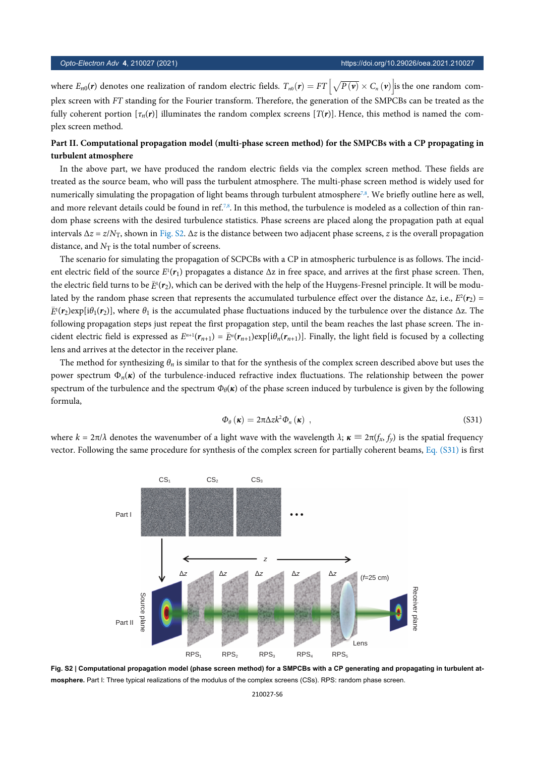where $E_{n0}(\boldsymbol{r})$ denotes one realization of random electric fields. $T_{n0}(\boldsymbol{r}) = FT\left[\sqrt{P(\boldsymbol{v})} \times C_n(\boldsymbol{v})\right]$ is the one random complex screen with $FT$ standing for the Fourier transform. Therefore, the generation of the SMPCBs can be treated as the fully coherent portion $[\tau_n(\boldsymbol{r})]$ illuminates the random complex screens $[T(\boldsymbol{r})]$. Hence, this method is named the complex screen method.

**Part II. Computational propagation model (multi-phase screen method) for the SMPCBs with a CP propagating in turbulent atmosphere**

In the above part, we have produced the random electric fields via the complex screen method. These fields are treated as the source beam, who will pass the turbulent atmosphere. The multi-phase screen method is widely used for numerically simulating the propagation of light beams through turbulent atmosphere[7,8]. We briefly outline here as well, and more relevant details could be found in ref.[7,8]. In this method, the turbulence is modeled as a collection of thin random phase screens with the desired turbulence statistics. Phase screens are placed along the propagation path at equal intervals $\Delta z = z/N_T$, shown in Fig. S2. $\Delta z$ is the distance between two adjacent phase screens, $z$ is the overall propagation distance, and $N_T$ is the total number of screens.

The scenario for simulating the propagation of SCPCBs with a CP in atmospheric turbulence is as follows. The incident electric field of the source $E^1(\boldsymbol{r}_1)$ propagates a distance $\Delta z$ in free space, and arrives at the first phase screen. Then, the electric field turns to be $\bar{E}^1(\boldsymbol{r}_2)$, which can be derived with the help of the Huygens-Fresnel principle. It will be modulated by the random phase screen that represents the accumulated turbulence effect over the distance $\Delta z$, i.e., $E^2(\boldsymbol{r}_2) = \bar{E}^1(\boldsymbol{r}_2)\exp[\mathrm{i}\theta_1(\boldsymbol{r}_2)]$, where $\theta_1$ is the accumulated phase fluctuations induced by the turbulence over the distance $\Delta z$. The following propagation steps just repeat the first propagation step, until the beam reaches the last phase screen. The incident electric field is expressed as $E^{n+1}(\boldsymbol{r}_{n+1}) = \bar{E}^n(\boldsymbol{r}_{n+1})\exp[\mathrm{i}\theta_n(\boldsymbol{r}_{n+1})]$. Finally, the light field is focused by a collecting lens and arrives at the detector in the receiver plane.

The method for synthesizing $\theta_n$ is similar to that for the synthesis of the complex screen described above but uses the power spectrum $\Phi_n(\boldsymbol{\kappa})$ of the turbulence-induced refractive index fluctuations. The relationship between the power spectrum of the turbulence and the spectrum $\Phi_\theta(\boldsymbol{\kappa})$ of the phase screen induced by turbulence is given by the following formula,

$$\Phi_\theta(\boldsymbol{\kappa}) = 2\pi\Delta z k^2 \Phi_n(\boldsymbol{\kappa}) \ , \tag{S31}$$

where $k = 2\pi/\lambda$ denotes the wavenumber of a light wave with the wavelength $\lambda$; $\boldsymbol{\kappa} \equiv 2\pi(f_x, f_y)$ is the spatial frequency vector. Following the same procedure for synthesis of the complex screen for partially coherent beams, Eq. (S31) is first

**Fig. S2 | Computational propagation model (phase screen method) for a SMPCBs with a CP generating and propagating in turbulent atmosphere.** Part I: Three typical realizations of the modulus of the complex screens (CSs). RPS: random phase screen.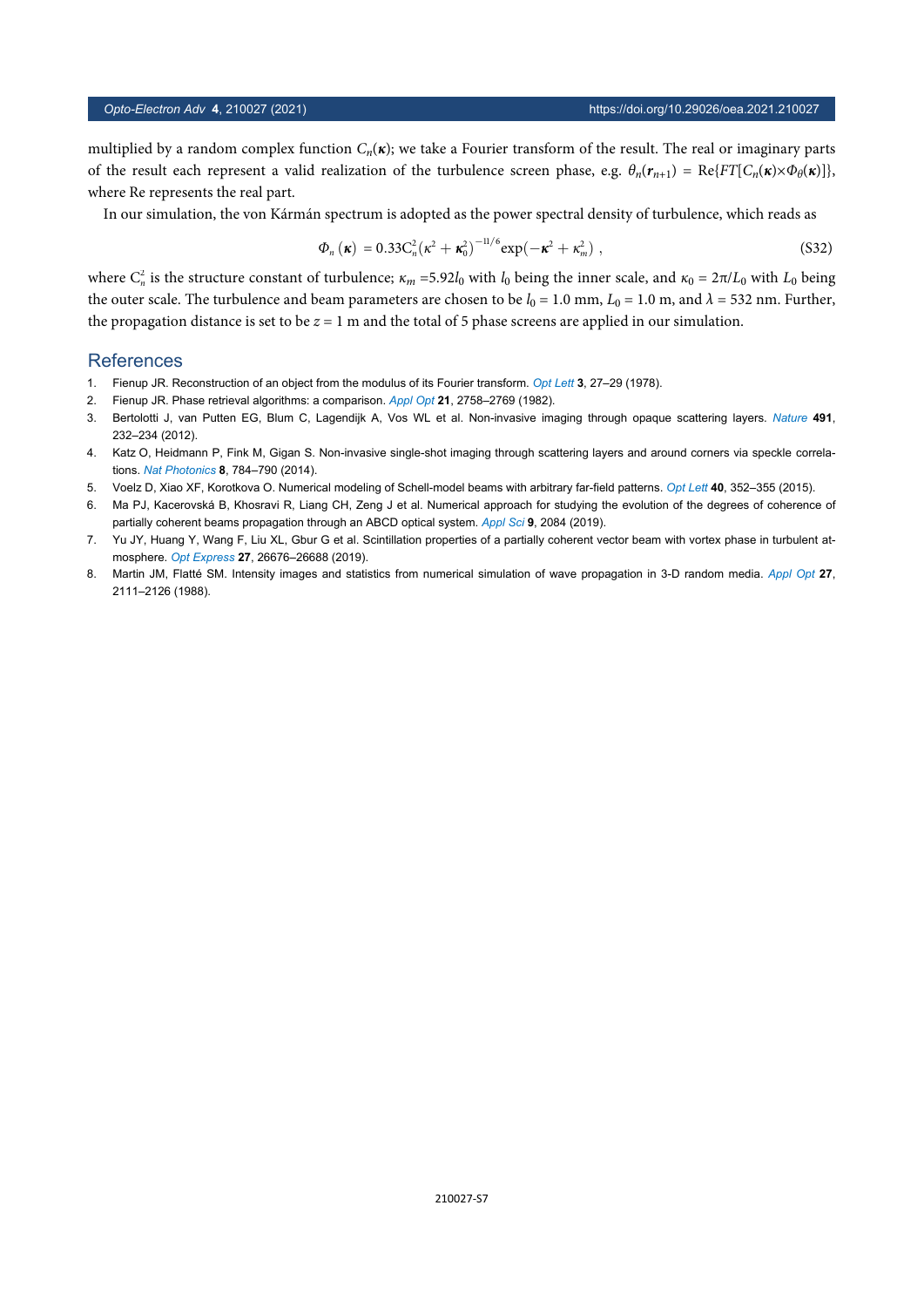multiplied by a random complex function $C_n(\boldsymbol{\kappa})$; we take a Fourier transform of the result. The real or imaginary parts of the result each represent a valid realization of the turbulence screen phase, e.g. $\theta_n(\boldsymbol{r}_{n+1}) = \mathrm{Re}\{FT[C_n(\boldsymbol{\kappa})\times\Phi_\theta(\boldsymbol{\kappa})]\}$, where Re represents the real part.

In our simulation, the von Kármán spectrum is adopted as the power spectral density of turbulence, which reads as

$$\Phi_n(\boldsymbol{\kappa}) = 0.33C_n^2(\kappa^2 + \boldsymbol{\kappa}_0^2)^{-11/6}\exp(-\boldsymbol{\kappa}^2 + \kappa_m^2) , \tag{S32}$$

where $C_n^2$ is the structure constant of turbulence; $\kappa_m$ =5.92$l_0$ with $l_0$ being the inner scale, and $\kappa_0 = 2\pi/L_0$ with $L_0$ being the outer scale. The turbulence and beam parameters are chosen to be $l_0$ = 1.0 mm, $L_0$ = 1.0 m, and $\lambda$ = 532 nm. Further, the propagation distance is set to be $z$ = 1 m and the total of 5 phase screens are applied in our simulation.

## References

1. Fienup JR. Reconstruction of an object from the modulus of its Fourier transform. *Opt Lett* **3**, 27–29 (1978).
2. Fienup JR. Phase retrieval algorithms: a comparison. *Appl Opt* **21**, 2758–2769 (1982).
3. Bertolotti J, van Putten EG, Blum C, Lagendijk A, Vos WL et al. Non-invasive imaging through opaque scattering layers. *Nature* **491**, 232–234 (2012).
4. Katz O, Heidmann P, Fink M, Gigan S. Non-invasive single-shot imaging through scattering layers and around corners via speckle correlations. *Nat Photonics* **8**, 784–790 (2014).
5. Voelz D, Xiao XF, Korotkova O. Numerical modeling of Schell-model beams with arbitrary far-field patterns. *Opt Lett* **40**, 352–355 (2015).
6. Ma PJ, Kacerovská B, Khosravi R, Liang CH, Zeng J et al. Numerical approach for studying the evolution of the degrees of coherence of partially coherent beams propagation through an ABCD optical system. *Appl Sci* **9**, 2084 (2019).
7. Yu JY, Huang Y, Wang F, Liu XL, Gbur G et al. Scintillation properties of a partially coherent vector beam with vortex phase in turbulent atmosphere. *Opt Express* **27**, 26676–26688 (2019).
8. Martin JM, Flatté SM. Intensity images and statistics from numerical simulation of wave propagation in 3-D random media. *Appl Opt* **27**, 2111–2126 (1988).